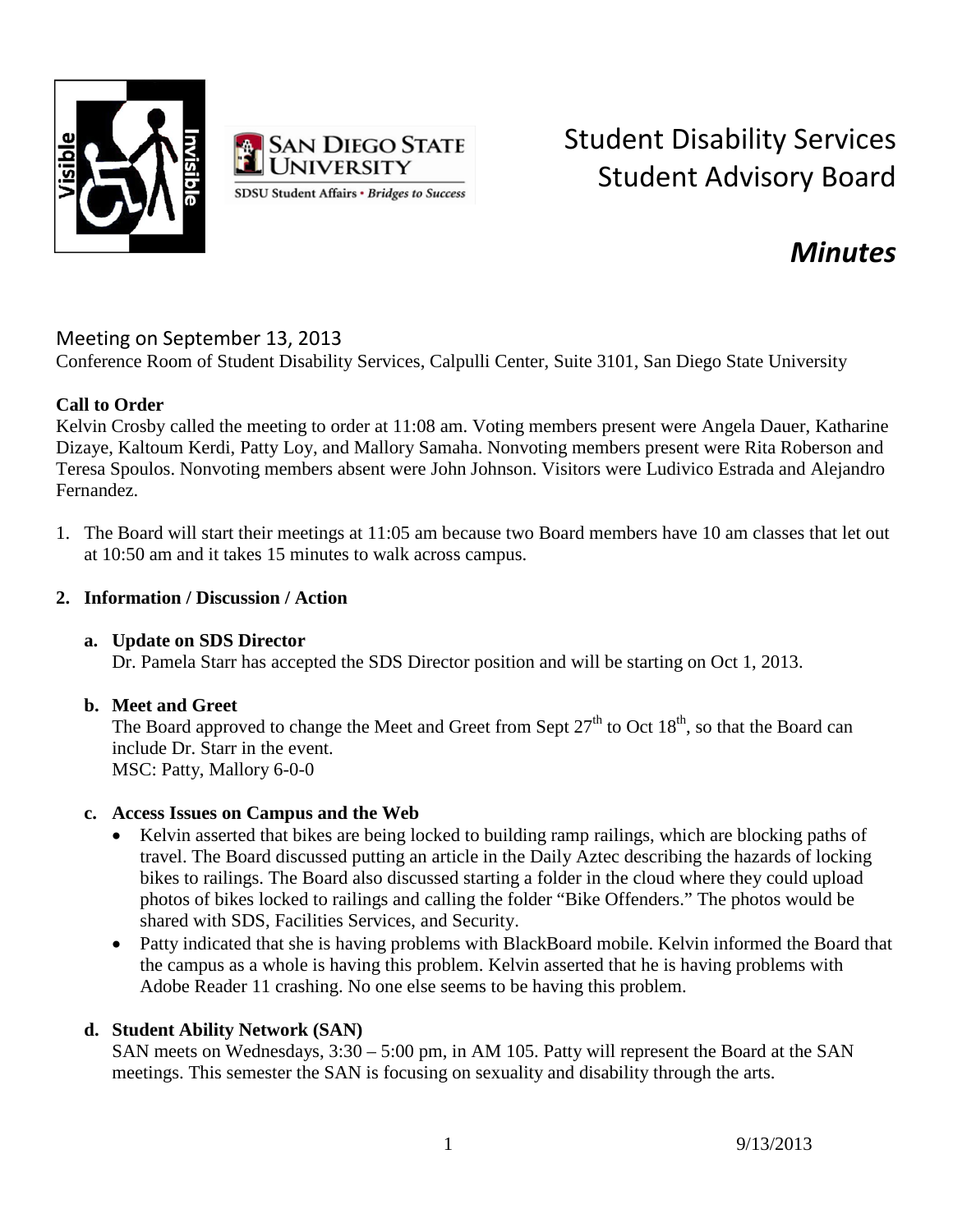# Student Disability Services Student Advisory Board

## *Minutes*

### Meeting on September 13, 2013

Conference Room of Student Disability Services, Calpulli Center, Suite 3101, San Diego State University

**Call to Order**

Kelvin Crosby called the meeting to order at 11:08 am. Voting members present were Angela Dauer, Katharine Dizaye, Kaltoum Kerdi, Patty Loy, and Mallory Samaha. Nonvoting members present were Rita Roberson and Teresa Spoulos. Nonvoting members absent were John Johnson. Visitors were Ludivico Estrada and Alejandro Fernandez.

1. The Board will start their meetings at 11:05 am because two Board members have 10 am classes that let out at 10:50 am and it takes 15 minutes to walk across campus.

2. **Information / Discussion / Action**

   a. **Update on SDS Director**
   Dr. Pamela Starr has accepted the SDS Director position and will be starting on Oct 1, 2013.

   b. **Meet and Greet**
   The Board approved to change the Meet and Greet from Sept 27th to Oct 18th, so that the Board can include Dr. Starr in the event.
   MSC: Patty, Mallory 6-0-0

   c. **Access Issues on Campus and the Web**
   - Kelvin asserted that bikes are being locked to building ramp railings, which are blocking paths of travel. The Board discussed putting an article in the Daily Aztec describing the hazards of locking bikes to railings. The Board also discussed starting a folder in the cloud where they could upload photos of bikes locked to railings and calling the folder "Bike Offenders." The photos would be shared with SDS, Facilities Services, and Security.
   - Patty indicated that she is having problems with BlackBoard mobile. Kelvin informed the Board that the campus as a whole is having this problem. Kelvin asserted that he is having problems with Adobe Reader 11 crashing. No one else seems to be having this problem.

   d. **Student Ability Network (SAN)**
   SAN meets on Wednesdays, 3:30 – 5:00 pm, in AM 105. Patty will represent the Board at the SAN meetings. This semester the SAN is focusing on sexuality and disability through the arts.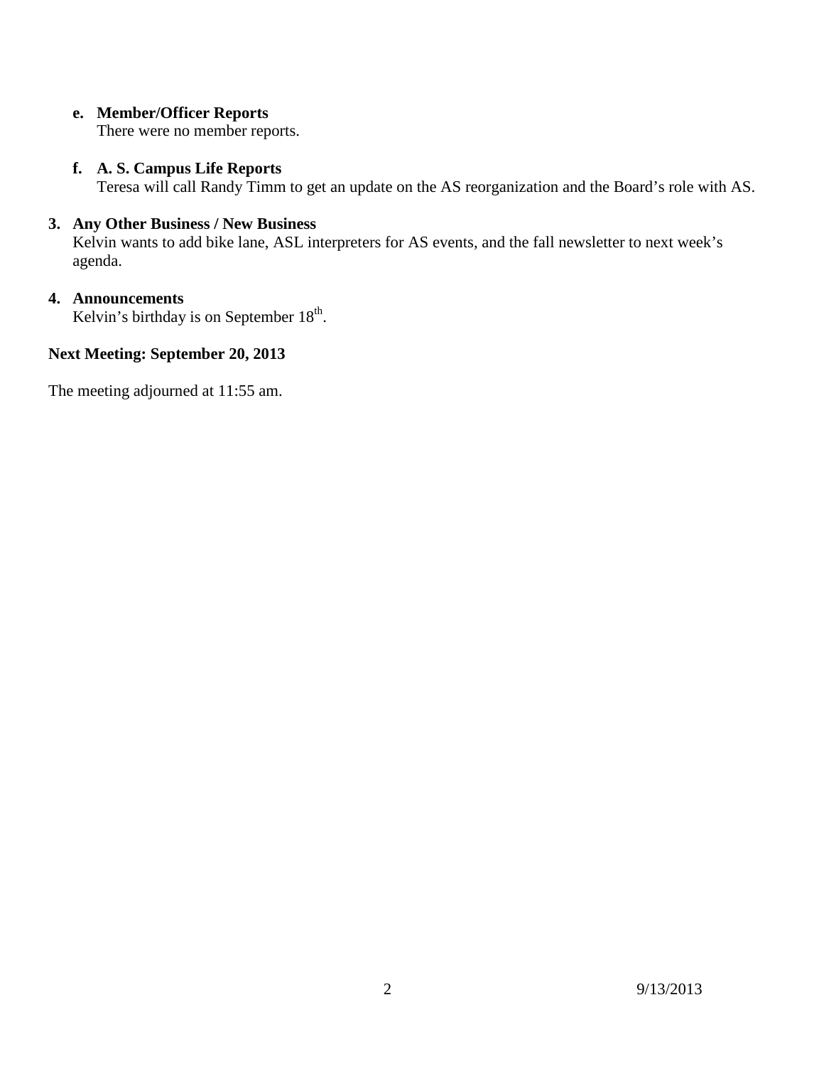**e. Member/Officer Reports**

There were no member reports.

**f. A. S. Campus Life Reports**

Teresa will call Randy Timm to get an update on the AS reorganization and the Board's role with AS.

**3. Any Other Business / New Business**

Kelvin wants to add bike lane, ASL interpreters for AS events, and the fall newsletter to next week's agenda.

**4. Announcements**

Kelvin's birthday is on September 18th.

**Next Meeting: September 20, 2013**

The meeting adjourned at 11:55 am.